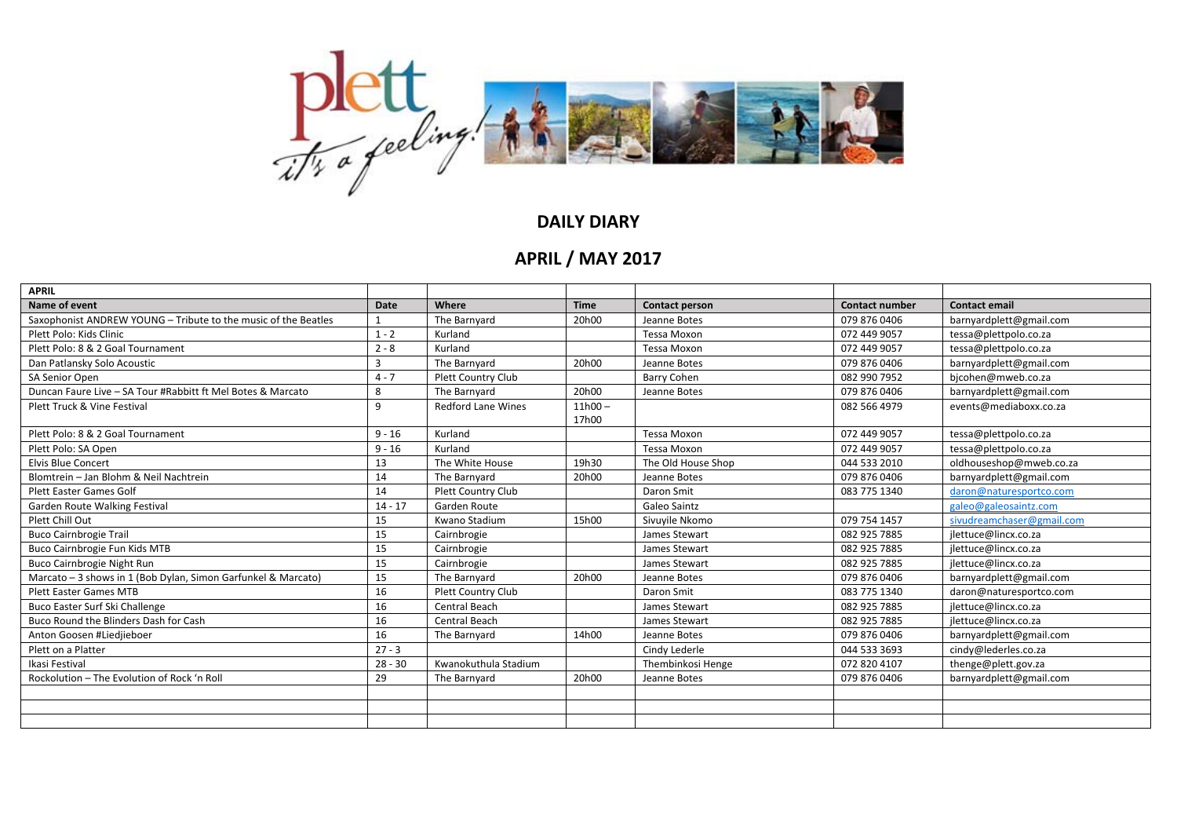# DAILY DIARY

## APRIL / MAY 2017

| APRIL | | | | | | |
|---|---|---|---|---|---|---|
| **Name of event** | **Date** | **Where** | **Time** | **Contact person** | **Contact number** | **Contact email** |
| Saxophonist ANDREW YOUNG – Tribute to the music of the Beatles | 1 | The Barnyard | 20h00 | Jeanne Botes | 079 876 0406 | barnyardplett@gmail.com |
| Plett Polo: Kids Clinic | 1 - 2 | Kurland | | Tessa Moxon | 072 449 9057 | tessa@plettpolo.co.za |
| Plett Polo: 8 & 2 Goal Tournament | 2 - 8 | Kurland | | Tessa Moxon | 072 449 9057 | tessa@plettpolo.co.za |
| Dan Patlansky Solo Acoustic | 3 | The Barnyard | 20h00 | Jeanne Botes | 079 876 0406 | barnyardplett@gmail.com |
| SA Senior Open | 4 - 7 | Plett Country Club | | Barry Cohen | 082 990 7952 | bjcohen@mweb.co.za |
| Duncan Faure Live – SA Tour #Rabbitt ft Mel Botes & Marcato | 8 | The Barnyard | 20h00 | Jeanne Botes | 079 876 0406 | barnyardplett@gmail.com |
| Plett Truck & Vine Festival | 9 | Redford Lane Wines | 11h00 – 17h00 | | 082 566 4979 | events@mediaboxx.co.za |
| Plett Polo: 8 & 2 Goal Tournament | 9 - 16 | Kurland | | Tessa Moxon | 072 449 9057 | tessa@plettpolo.co.za |
| Plett Polo: SA Open | 9 - 16 | Kurland | | Tessa Moxon | 072 449 9057 | tessa@plettpolo.co.za |
| Elvis Blue Concert | 13 | The White House | 19h30 | The Old House Shop | 044 533 2010 | oldhouseshop@mweb.co.za |
| Blomtrein – Jan Blohm & Neil Nachtrein | 14 | The Barnyard | 20h00 | Jeanne Botes | 079 876 0406 | barnyardplett@gmail.com |
| Plett Easter Games Golf | 14 | Plett Country Club | | Daron Smit | 083 775 1340 | daron@naturesportco.com |
| Garden Route Walking Festival | 14 - 17 | Garden Route | | Galeo Saintz | | galeo@galeosaintz.com |
| Plett Chill Out | 15 | Kwano Stadium | 15h00 | Sivuyile Nkomo | 079 754 1457 | sivudreamchaser@gmail.com |
| Buco Cairnbrogie Trail | 15 | Cairnbrogie | | James Stewart | 082 925 7885 | jlettuce@lincx.co.za |
| Buco Cairnbrogie Fun Kids MTB | 15 | Cairnbrogie | | James Stewart | 082 925 7885 | jlettuce@lincx.co.za |
| Buco Cairnbrogie Night Run | 15 | Cairnbrogie | | James Stewart | 082 925 7885 | jlettuce@lincx.co.za |
| Marcato – 3 shows in 1 (Bob Dylan, Simon Garfunkel & Marcato) | 15 | The Barnyard | 20h00 | Jeanne Botes | 079 876 0406 | barnyardplett@gmail.com |
| Plett Easter Games MTB | 16 | Plett Country Club | | Daron Smit | 083 775 1340 | daron@naturesportco.com |
| Buco Easter Surf Ski Challenge | 16 | Central Beach | | James Stewart | 082 925 7885 | jlettuce@lincx.co.za |
| Buco Round the Blinders Dash for Cash | 16 | Central Beach | | James Stewart | 082 925 7885 | jlettuce@lincx.co.za |
| Anton Goosen #Liedjieboer | 16 | The Barnyard | 14h00 | Jeanne Botes | 079 876 0406 | barnyardplett@gmail.com |
| Plett on a Platter | 27 - 3 | | | Cindy Lederle | 044 533 3693 | cindy@lederles.co.za |
| Ikasi Festival | 28 - 30 | Kwanokuthula Stadium | | Thembinkosi Henge | 072 820 4107 | thenge@plett.gov.za |
| Rockolution – The Evolution of Rock 'n Roll | 29 | The Barnyard | 20h00 | Jeanne Botes | 079 876 0406 | barnyardplett@gmail.com |
| | | | | | | |
| | | | | | | |
| | | | | | | |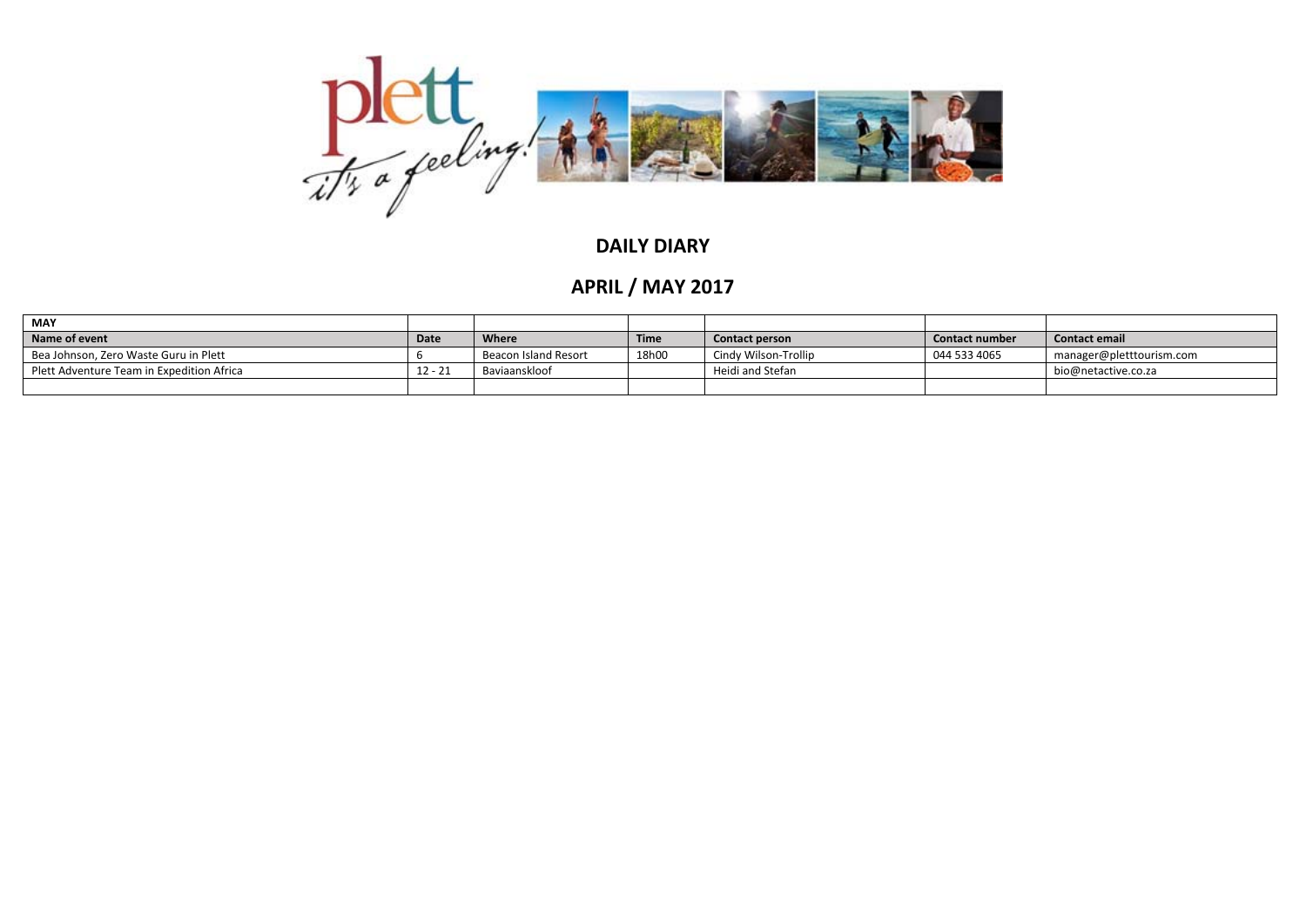## DAILY DIARY

## APRIL / MAY 2017

| MAY | | | | | | |
|---|---|---|---|---|---|---|
| **Name of event** | **Date** | **Where** | **Time** | **Contact person** | **Contact number** | **Contact email** |
| Bea Johnson, Zero Waste Guru in Plett | 6 | Beacon Island Resort | 18h00 | Cindy Wilson-Trollip | 044 533 4065 | manager@pletttourism.com |
| Plett Adventure Team in Expedition Africa | 12 - 21 | Baviaanskloof | | Heidi and Stefan | | bio@netactive.co.za |
| | | | | | | |